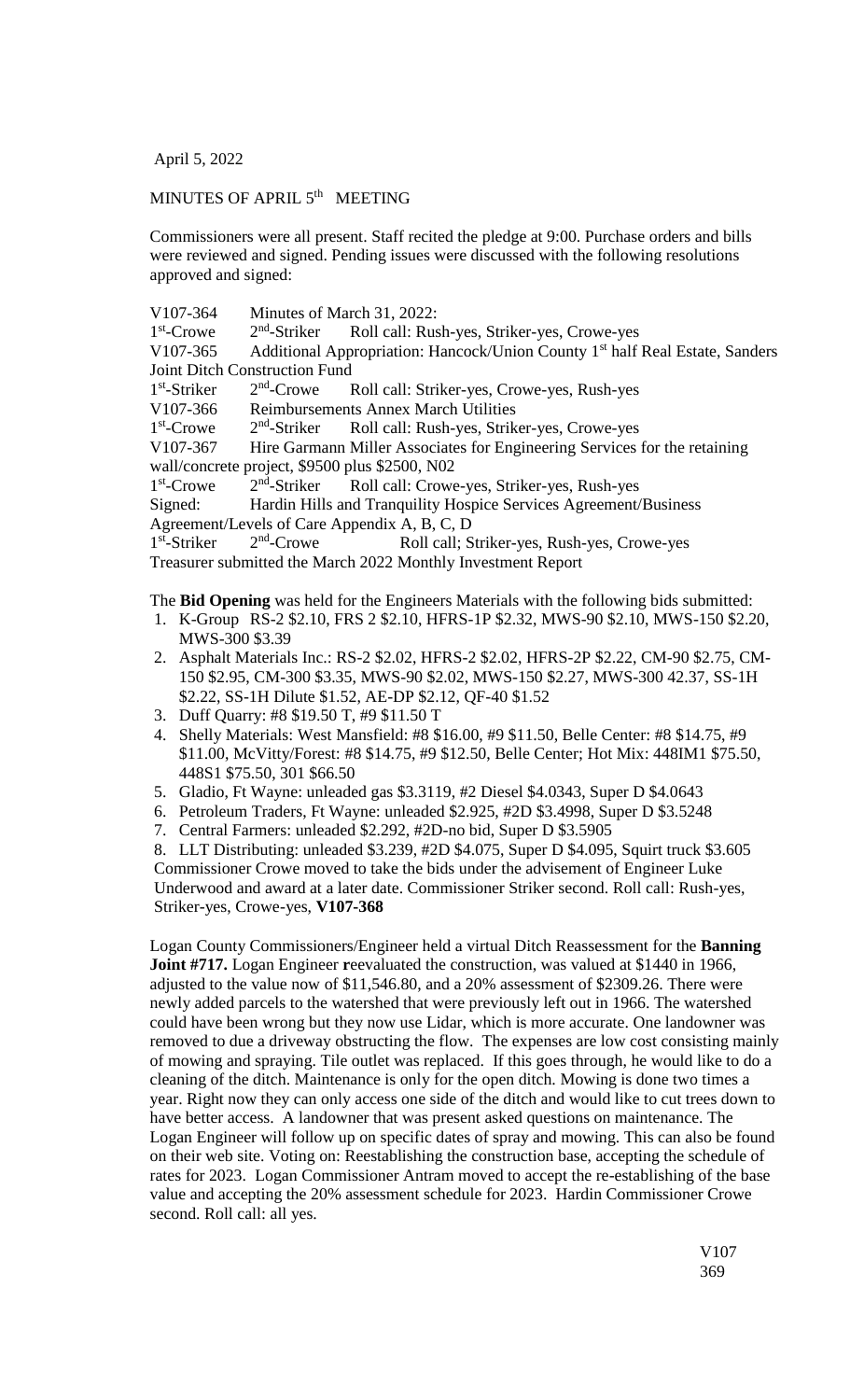April 5, 2022

MINUTES OF APRIL 5th MEETING

Commissioners were all present. Staff recited the pledge at 9:00. Purchase orders and bills were reviewed and signed. Pending issues were discussed with the following resolutions approved and signed:

V107-364 Minutes of March 31, 2022:
1st-Crowe 2nd-Striker Roll call: Rush-yes, Striker-yes, Crowe-yes
V107-365 Additional Appropriation: Hancock/Union County 1st half Real Estate, Sanders Joint Ditch Construction Fund
1st-Striker 2nd-Crowe Roll call: Striker-yes, Crowe-yes, Rush-yes
V107-366 Reimbursements Annex March Utilities
1st-Crowe 2nd-Striker Roll call: Rush-yes, Striker-yes, Crowe-yes
V107-367 Hire Garmann Miller Associates for Engineering Services for the retaining wall/concrete project, $9500 plus $2500, N02
1st-Crowe 2nd-Striker Roll call: Crowe-yes, Striker-yes, Rush-yes
Signed: Hardin Hills and Tranquility Hospice Services Agreement/Business Agreement/Levels of Care Appendix A, B, C, D
1st-Striker 2nd-Crowe Roll call; Striker-yes, Rush-yes, Crowe-yes
Treasurer submitted the March 2022 Monthly Investment Report

The **Bid Opening** was held for the Engineers Materials with the following bids submitted:

1. K-Group RS-2 $2.10, FRS 2 $2.10, HFRS-1P $2.32, MWS-90 $2.10, MWS-150 $2.20, MWS-300 $3.39
2. Asphalt Materials Inc.: RS-2 $2.02, HFRS-2 $2.02, HFRS-2P $2.22, CM-90 $2.75, CM-150 $2.95, CM-300 $3.35, MWS-90 $2.02, MWS-150 $2.27, MWS-300 42.37, SS-1H $2.22, SS-1H Dilute $1.52, AE-DP $2.12, QF-40 $1.52
3. Duff Quarry: #8 $19.50 T, #9 $11.50 T
4. Shelly Materials: West Mansfield: #8 $16.00, #9 $11.50, Belle Center: #8 $14.75, #9 $11.00, McVitty/Forest: #8 $14.75, #9 $12.50, Belle Center; Hot Mix: 448IM1 $75.50, 448S1 $75.50, 301 $66.50
5. Gladio, Ft Wayne: unleaded gas $3.3119, #2 Diesel $4.0343, Super D $4.0643
6. Petroleum Traders, Ft Wayne: unleaded $2.925, #2D $3.4998, Super D $3.5248
7. Central Farmers: unleaded $2.292, #2D-no bid, Super D $3.5905
8. LLT Distributing: unleaded $3.239, #2D $4.075, Super D $4.095, Squirt truck $3.605

Commissioner Crowe moved to take the bids under the advisement of Engineer Luke Underwood and award at a later date. Commissioner Striker second. Roll call: Rush-yes, Striker-yes, Crowe-yes, **V107-368**

Logan County Commissioners/Engineer held a virtual Ditch Reassessment for the **Banning Joint #717.** Logan Engineer **r**eevaluated the construction, was valued at $1440 in 1966, adjusted to the value now of $11,546.80, and a 20% assessment of $2309.26. There were newly added parcels to the watershed that were previously left out in 1966. The watershed could have been wrong but they now use Lidar, which is more accurate. One landowner was removed to due a driveway obstructing the flow. The expenses are low cost consisting mainly of mowing and spraying. Tile outlet was replaced. If this goes through, he would like to do a cleaning of the ditch. Maintenance is only for the open ditch. Mowing is done two times a year. Right now they can only access one side of the ditch and would like to cut trees down to have better access. A landowner that was present asked questions on maintenance. The Logan Engineer will follow up on specific dates of spray and mowing. This can also be found on their web site. Voting on: Reestablishing the construction base, accepting the schedule of rates for 2023. Logan Commissioner Antram moved to accept the re-establishing of the base value and accepting the 20% assessment schedule for 2023. Hardin Commissioner Crowe second. Roll call: all yes.

V107
369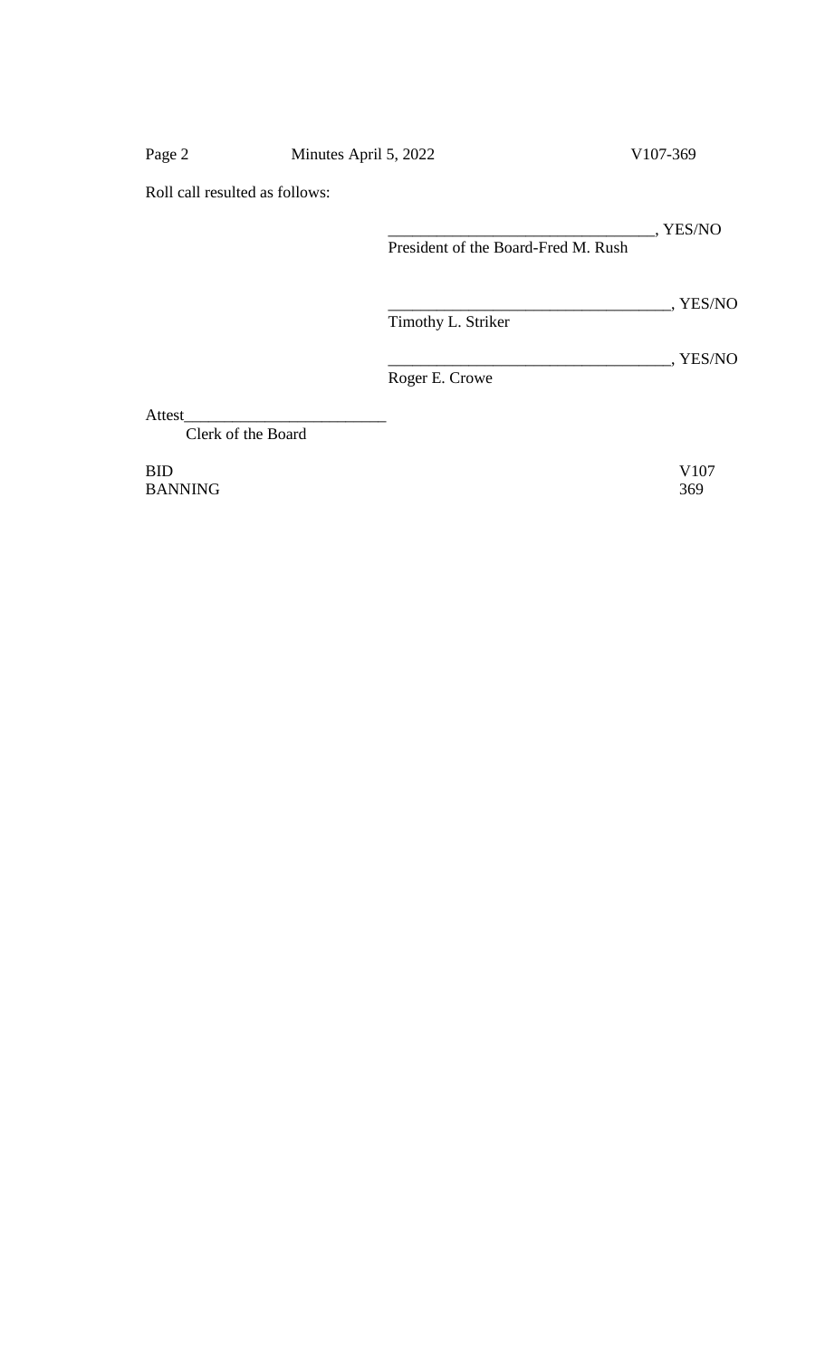Roll call resulted as follows:

_________________________________, YES/NO
President of the Board-Fred M. Rush

___________________________________, YES/NO
Timothy L. Striker

___________________________________, YES/NO
Roger E. Crowe

Attest_________________________
Clerk of the Board

BID
BANNING

V107
369